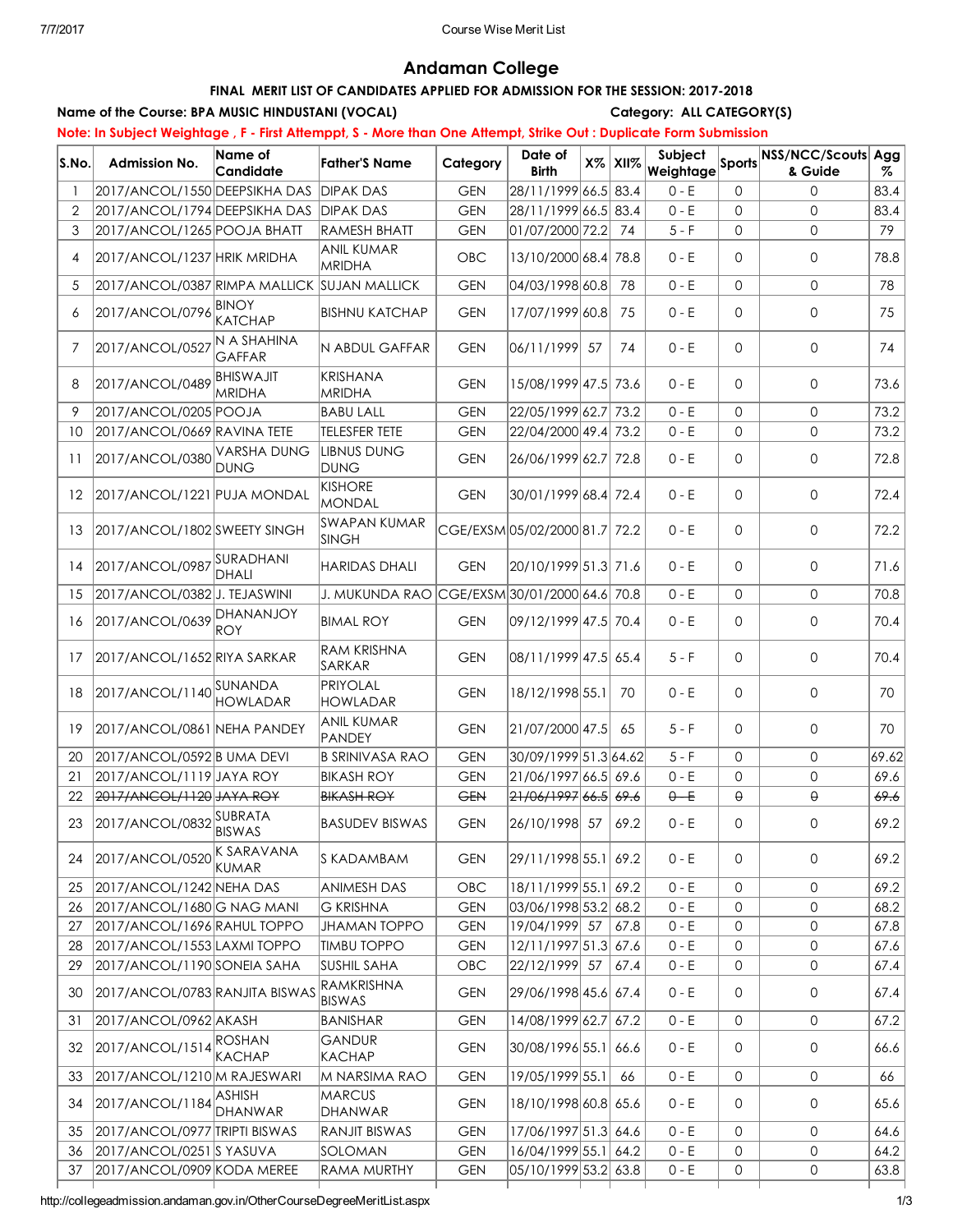# Andaman College

## FINAL MERIT LIST OF CANDIDATES APPLIED FOR ADMISSION FOR THE SESSION: 2017-2018

**Name of the Course: BPA MUSIC HINDUSTANI (VOCAL)** **Category: ALL CATEGORY(S)**

**Note: In Subject Weightage , F - First Attemppt, S - More than One Attempt, Strike Out : Duplicate Form Submission**

| S.No. | Admission No. | Name of Candidate | Father'S Name | Category | Date of Birth | X% | XII% | Subject Weightage | Sports | NSS/NCC/Scouts & Guide | Agg % |
|---|---|---|---|---|---|---|---|---|---|---|---|
| 1 | 2017/ANCOL/1550 | DEEPSIKHA DAS | DIPAK DAS | GEN | 28/11/1999 | 66.5 | 83.4 | 0 - E | 0 | 0 | 83.4 |
| 2 | 2017/ANCOL/1794 | DEEPSIKHA DAS | DIPAK DAS | GEN | 28/11/1999 | 66.5 | 83.4 | 0 - E | 0 | 0 | 83.4 |
| 3 | 2017/ANCOL/1265 | POOJA BHATT | RAMESH BHATT | GEN | 01/07/2000 | 72.2 | 74 | 5 - F | 0 | 0 | 79 |
| 4 | 2017/ANCOL/1237 | HRIK MRIDHA | ANIL KUMAR MRIDHA | OBC | 13/10/2000 | 68.4 | 78.8 | 0 - E | 0 | 0 | 78.8 |
| 5 | 2017/ANCOL/0387 | RIMPA MALLICK | SUJAN MALLICK | GEN | 04/03/1998 | 60.8 | 78 | 0 - E | 0 | 0 | 78 |
| 6 | 2017/ANCOL/0796 | BINOY KATCHAP | BISHNU KATCHAP | GEN | 17/07/1999 | 60.8 | 75 | 0 - E | 0 | 0 | 75 |
| 7 | 2017/ANCOL/0527 | N A SHAHINA GAFFAR | N ABDUL GAFFAR | GEN | 06/11/1999 | 57 | 74 | 0 - E | 0 | 0 | 74 |
| 8 | 2017/ANCOL/0489 | BHISWAJIT MRIDHA | KRISHANA MRIDHA | GEN | 15/08/1999 | 47.5 | 73.6 | 0 - E | 0 | 0 | 73.6 |
| 9 | 2017/ANCOL/0205 | POOJA | BABU LALL | GEN | 22/05/1999 | 62.7 | 73.2 | 0 - E | 0 | 0 | 73.2 |
| 10 | 2017/ANCOL/0669 | RAVINA TETE | TELESFER TETE | GEN | 22/04/2000 | 49.4 | 73.2 | 0 - E | 0 | 0 | 73.2 |
| 11 | 2017/ANCOL/0380 | VARSHA DUNG DUNG | LIBNUS DUNG DUNG | GEN | 26/06/1999 | 62.7 | 72.8 | 0 - E | 0 | 0 | 72.8 |
| 12 | 2017/ANCOL/1221 | PUJA MONDAL | KISHORE MONDAL | GEN | 30/01/1999 | 68.4 | 72.4 | 0 - E | 0 | 0 | 72.4 |
| 13 | 2017/ANCOL/1802 | SWEETY SINGH | SWAPAN KUMAR SINGH | CGE/EXSM | 05/02/2000 | 81.7 | 72.2 | 0 - E | 0 | 0 | 72.2 |
| 14 | 2017/ANCOL/0987 | SURADHANI DHALI | HARIDAS DHALI | GEN | 20/10/1999 | 51.3 | 71.6 | 0 - E | 0 | 0 | 71.6 |
| 15 | 2017/ANCOL/0382 | J. TEJASWINI | J. MUKUNDA RAO | CGE/EXSM | 30/01/2000 | 64.6 | 70.8 | 0 - E | 0 | 0 | 70.8 |
| 16 | 2017/ANCOL/0639 | DHANANJOY ROY | BIMAL ROY | GEN | 09/12/1999 | 47.5 | 70.4 | 0 - E | 0 | 0 | 70.4 |
| 17 | 2017/ANCOL/1652 | RIYA SARKAR | RAM KRISHNA SARKAR | GEN | 08/11/1999 | 47.5 | 65.4 | 5 - F | 0 | 0 | 70.4 |
| 18 | 2017/ANCOL/1140 | SUNANDA HOWLADAR | PRIYOLAL HOWLADAR | GEN | 18/12/1998 | 55.1 | 70 | 0 - E | 0 | 0 | 70 |
| 19 | 2017/ANCOL/0861 | NEHA PANDEY | ANIL KUMAR PANDEY | GEN | 21/07/2000 | 47.5 | 65 | 5 - F | 0 | 0 | 70 |
| 20 | 2017/ANCOL/0592 | B UMA DEVI | B SRINIVASA RAO | GEN | 30/09/1999 | 51.3 | 64.62 | 5 - F | 0 | 0 | 69.62 |
| 21 | 2017/ANCOL/1119 | JAYA ROY | BIKASH ROY | GEN | 21/06/1997 | 66.5 | 69.6 | 0 - E | 0 | 0 | 69.6 |
| 22 | ~~2017/ANCOL/1120~~ | ~~JAYA ROY~~ | ~~BIKASH ROY~~ | ~~GEN~~ | ~~21/06/1997~~ | ~~66.5~~ | ~~69.6~~ | ~~0 - E~~ | ~~0~~ | ~~0~~ | ~~69.6~~ |
| 23 | 2017/ANCOL/0832 | SUBRATA BISWAS | BASUDEV BISWAS | GEN | 26/10/1998 | 57 | 69.2 | 0 - E | 0 | 0 | 69.2 |
| 24 | 2017/ANCOL/0520 | K SARAVANA KUMAR | S KADAMBAM | GEN | 29/11/1998 | 55.1 | 69.2 | 0 - E | 0 | 0 | 69.2 |
| 25 | 2017/ANCOL/1242 | NEHA DAS | ANIMESH DAS | OBC | 18/11/1999 | 55.1 | 69.2 | 0 - E | 0 | 0 | 69.2 |
| 26 | 2017/ANCOL/1680 | G NAG MANI | G KRISHNA | GEN | 03/06/1998 | 53.2 | 68.2 | 0 - E | 0 | 0 | 68.2 |
| 27 | 2017/ANCOL/1696 | RAHUL TOPPO | JHAMAN TOPPO | GEN | 19/04/1999 | 57 | 67.8 | 0 - E | 0 | 0 | 67.8 |
| 28 | 2017/ANCOL/1553 | LAXMI TOPPO | TIMBU TOPPO | GEN | 12/11/1997 | 51.3 | 67.6 | 0 - E | 0 | 0 | 67.6 |
| 29 | 2017/ANCOL/1190 | SONEIA SAHA | SUSHIL SAHA | OBC | 22/12/1999 | 57 | 67.4 | 0 - E | 0 | 0 | 67.4 |
| 30 | 2017/ANCOL/0783 | RANJITA BISWAS | RAMKRISHNA BISWAS | GEN | 29/06/1998 | 45.6 | 67.4 | 0 - E | 0 | 0 | 67.4 |
| 31 | 2017/ANCOL/0962 | AKASH | BANISHAR | GEN | 14/08/1999 | 62.7 | 67.2 | 0 - E | 0 | 0 | 67.2 |
| 32 | 2017/ANCOL/1514 | ROSHAN KACHAP | GANDUR KACHAP | GEN | 30/08/1996 | 55.1 | 66.6 | 0 - E | 0 | 0 | 66.6 |
| 33 | 2017/ANCOL/1210 | M RAJESWARI | M NARSIMA RAO | GEN | 19/05/1999 | 55.1 | 66 | 0 - E | 0 | 0 | 66 |
| 34 | 2017/ANCOL/1184 | ASHISH DHANWAR | MARCUS DHANWAR | GEN | 18/10/1998 | 60.8 | 65.6 | 0 - E | 0 | 0 | 65.6 |
| 35 | 2017/ANCOL/0977 | TRIPTI BISWAS | RANJIT BISWAS | GEN | 17/06/1997 | 51.3 | 64.6 | 0 - E | 0 | 0 | 64.6 |
| 36 | 2017/ANCOL/0251 | S YASUVA | SOLOMAN | GEN | 16/04/1999 | 55.1 | 64.2 | 0 - E | 0 | 0 | 64.2 |
| 37 | 2017/ANCOL/0909 | KODA MEREE | RAMA MURTHY | GEN | 05/10/1999 | 53.2 | 63.8 | 0 - E | 0 | 0 | 63.8 |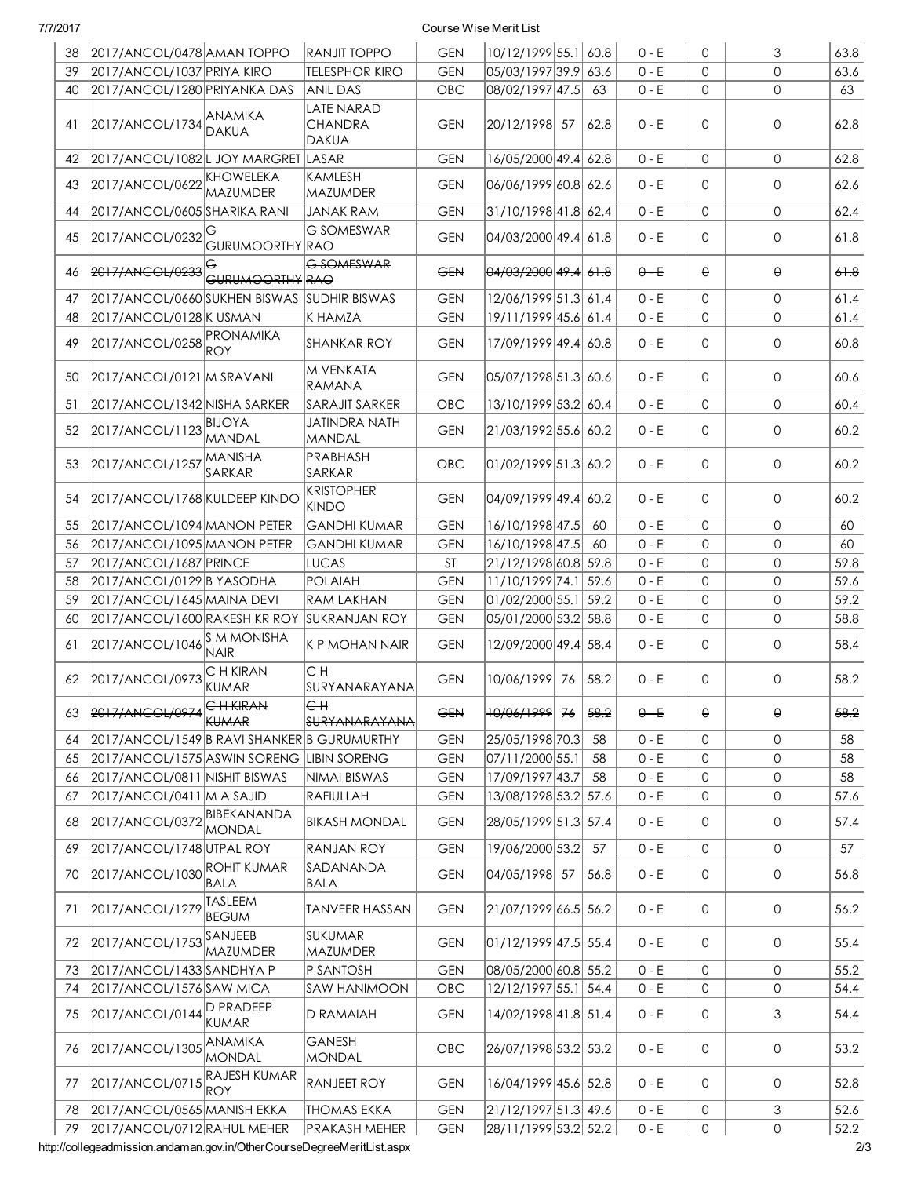| 38 | 2017/ANCOL/0478 | AMAN TOPPO | RANJIT TOPPO | GEN | 10/12/1999 | 55.1 | 60.8 | 0 - E | 0 | 3 | 63.8 |
|---|---|---|---|---|---|---|---|---|---|---|---|
| 39 | 2017/ANCOL/1037 | PRIYA KIRO | TELESPHOR KIRO | GEN | 05/03/1997 | 39.9 | 63.6 | 0 - E | 0 | 0 | 63.6 |
| 40 | 2017/ANCOL/1280 | PRIYANKA DAS | ANIL DAS | OBC | 08/02/1997 | 47.5 | 63 | 0 - E | 0 | 0 | 63 |
| 41 | 2017/ANCOL/1734 | ANAMIKA DAKUA | LATE NARAD CHANDRA DAKUA | GEN | 20/12/1998 | 57 | 62.8 | 0 - E | 0 | 0 | 62.8 |
| 42 | 2017/ANCOL/1082 | L JOY MARGRET | LASAR | GEN | 16/05/2000 | 49.4 | 62.8 | 0 - E | 0 | 0 | 62.8 |
| 43 | 2017/ANCOL/0622 | KHOWELEKA MAZUMDER | KAMLESH MAZUMDER | GEN | 06/06/1999 | 60.8 | 62.6 | 0 - E | 0 | 0 | 62.6 |
| 44 | 2017/ANCOL/0605 | SHARIKA RANI | JANAK RAM | GEN | 31/10/1998 | 41.8 | 62.4 | 0 - E | 0 | 0 | 62.4 |
| 45 | 2017/ANCOL/0232 | G GURUMOORTHY | G SOMESWAR RAO | GEN | 04/03/2000 | 49.4 | 61.8 | 0 - E | 0 | 0 | 61.8 |
| 46 | ~~2017/ANCOL/0233~~ | ~~G GURUMOORTHY~~ | ~~G SOMESWAR RAO~~ | ~~GEN~~ | ~~04/03/2000~~ | ~~49.4~~ | ~~61.8~~ | ~~0 - E~~ | ~~0~~ | ~~0~~ | ~~61.8~~ |
| 47 | 2017/ANCOL/0660 | SUKHEN BISWAS | SUDHIR BISWAS | GEN | 12/06/1999 | 51.3 | 61.4 | 0 - E | 0 | 0 | 61.4 |
| 48 | 2017/ANCOL/0128 | K USMAN | K HAMZA | GEN | 19/11/1999 | 45.6 | 61.4 | 0 - E | 0 | 0 | 61.4 |
| 49 | 2017/ANCOL/0258 | PRONAMIKA ROY | SHANKAR ROY | GEN | 17/09/1999 | 49.4 | 60.8 | 0 - E | 0 | 0 | 60.8 |
| 50 | 2017/ANCOL/0121 | M SRAVANI | M VENKATA RAMANA | GEN | 05/07/1998 | 51.3 | 60.6 | 0 - E | 0 | 0 | 60.6 |
| 51 | 2017/ANCOL/1342 | NISHA SARKER | SARAJIT SARKER | OBC | 13/10/1999 | 53.2 | 60.4 | 0 - E | 0 | 0 | 60.4 |
| 52 | 2017/ANCOL/1123 | BIJOYA MANDAL | JATINDRA NATH MANDAL | GEN | 21/03/1992 | 55.6 | 60.2 | 0 - E | 0 | 0 | 60.2 |
| 53 | 2017/ANCOL/1257 | MANISHA SARKAR | PRABHASH SARKAR | OBC | 01/02/1999 | 51.3 | 60.2 | 0 - E | 0 | 0 | 60.2 |
| 54 | 2017/ANCOL/1768 | KULDEEP KINDO | KRISTOPHER KINDO | GEN | 04/09/1999 | 49.4 | 60.2 | 0 - E | 0 | 0 | 60.2 |
| 55 | 2017/ANCOL/1094 | MANON PETER | GANDHI KUMAR | GEN | 16/10/1998 | 47.5 | 60 | 0 - E | 0 | 0 | 60 |
| 56 | ~~2017/ANCOL/1095~~ | ~~MANON PETER~~ | ~~GANDHI KUMAR~~ | ~~GEN~~ | ~~16/10/1998~~ | ~~47.5~~ | ~~60~~ | ~~0 - E~~ | ~~0~~ | ~~0~~ | ~~60~~ |
| 57 | 2017/ANCOL/1687 | PRINCE | LUCAS | ST | 21/12/1998 | 60.8 | 59.8 | 0 - E | 0 | 0 | 59.8 |
| 58 | 2017/ANCOL/0129 | B YASODHA | POLAIAH | GEN | 11/10/1999 | 74.1 | 59.6 | 0 - E | 0 | 0 | 59.6 |
| 59 | 2017/ANCOL/1645 | MAINA DEVI | RAM LAKHAN | GEN | 01/02/2000 | 55.1 | 59.2 | 0 - E | 0 | 0 | 59.2 |
| 60 | 2017/ANCOL/1600 | RAKESH KR ROY | SUKRANJAN ROY | GEN | 05/01/2000 | 53.2 | 58.8 | 0 - E | 0 | 0 | 58.8 |
| 61 | 2017/ANCOL/1046 | S M MONISHA NAIR | K P MOHAN NAIR | GEN | 12/09/2000 | 49.4 | 58.4 | 0 - E | 0 | 0 | 58.4 |
| 62 | 2017/ANCOL/0973 | C H KIRAN KUMAR | C H SURYANARAYANA | GEN | 10/06/1999 | 76 | 58.2 | 0 - E | 0 | 0 | 58.2 |
| 63 | ~~2017/ANCOL/0974~~ | ~~C H KIRAN KUMAR~~ | ~~C H SURYANARAYANA~~ | ~~GEN~~ | ~~10/06/1999~~ | ~~76~~ | ~~58.2~~ | ~~0 - E~~ | ~~0~~ | ~~0~~ | ~~58.2~~ |
| 64 | 2017/ANCOL/1549 | B RAVI SHANKER | B GURUMURTHY | GEN | 25/05/1998 | 70.3 | 58 | 0 - E | 0 | 0 | 58 |
| 65 | 2017/ANCOL/1575 | ASWIN SORENG | LIBIN SORENG | GEN | 07/11/2000 | 55.1 | 58 | 0 - E | 0 | 0 | 58 |
| 66 | 2017/ANCOL/0811 | NISHIT BISWAS | NIMAI BISWAS | GEN | 17/09/1997 | 43.7 | 58 | 0 - E | 0 | 0 | 58 |
| 67 | 2017/ANCOL/0411 | M A SAJID | RAFIULLAH | GEN | 13/08/1998 | 53.2 | 57.6 | 0 - E | 0 | 0 | 57.6 |
| 68 | 2017/ANCOL/0372 | BIBEKANANDA MONDAL | BIKASH MONDAL | GEN | 28/05/1999 | 51.3 | 57.4 | 0 - E | 0 | 0 | 57.4 |
| 69 | 2017/ANCOL/1748 | UTPAL ROY | RANJAN ROY | GEN | 19/06/2000 | 53.2 | 57 | 0 - E | 0 | 0 | 57 |
| 70 | 2017/ANCOL/1030 | ROHIT KUMAR BALA | SADANANDA BALA | GEN | 04/05/1998 | 57 | 56.8 | 0 - E | 0 | 0 | 56.8 |
| 71 | 2017/ANCOL/1279 | TASLEEM BEGUM | TANVEER HASSAN | GEN | 21/07/1999 | 66.5 | 56.2 | 0 - E | 0 | 0 | 56.2 |
| 72 | 2017/ANCOL/1753 | SANJEEB MAZUMDER | SUKUMAR MAZUMDER | GEN | 01/12/1999 | 47.5 | 55.4 | 0 - E | 0 | 0 | 55.4 |
| 73 | 2017/ANCOL/1433 | SANDHYA P | P SANTOSH | GEN | 08/05/2000 | 60.8 | 55.2 | 0 - E | 0 | 0 | 55.2 |
| 74 | 2017/ANCOL/1576 | SAW MICA | SAW HANIMOON | OBC | 12/12/1997 | 55.1 | 54.4 | 0 - E | 0 | 0 | 54.4 |
| 75 | 2017/ANCOL/0144 | D PRADEEP KUMAR | D RAMAIAH | GEN | 14/02/1998 | 41.8 | 51.4 | 0 - E | 0 | 3 | 54.4 |
| 76 | 2017/ANCOL/1305 | ANAMIKA MONDAL | GANESH MONDAL | OBC | 26/07/1998 | 53.2 | 53.2 | 0 - E | 0 | 0 | 53.2 |
| 77 | 2017/ANCOL/0715 | RAJESH KUMAR ROY | RANJEET ROY | GEN | 16/04/1999 | 45.6 | 52.8 | 0 - E | 0 | 0 | 52.8 |
| 78 | 2017/ANCOL/0565 | MANISH EKKA | THOMAS EKKA | GEN | 21/12/1997 | 51.3 | 49.6 | 0 - E | 0 | 3 | 52.6 |
| 79 | 2017/ANCOL/0712 | RAHUL MEHER | PRAKASH MEHER | GEN | 28/11/1999 | 53.2 | 52.2 | 0 - E | 0 | 0 | 52.2 |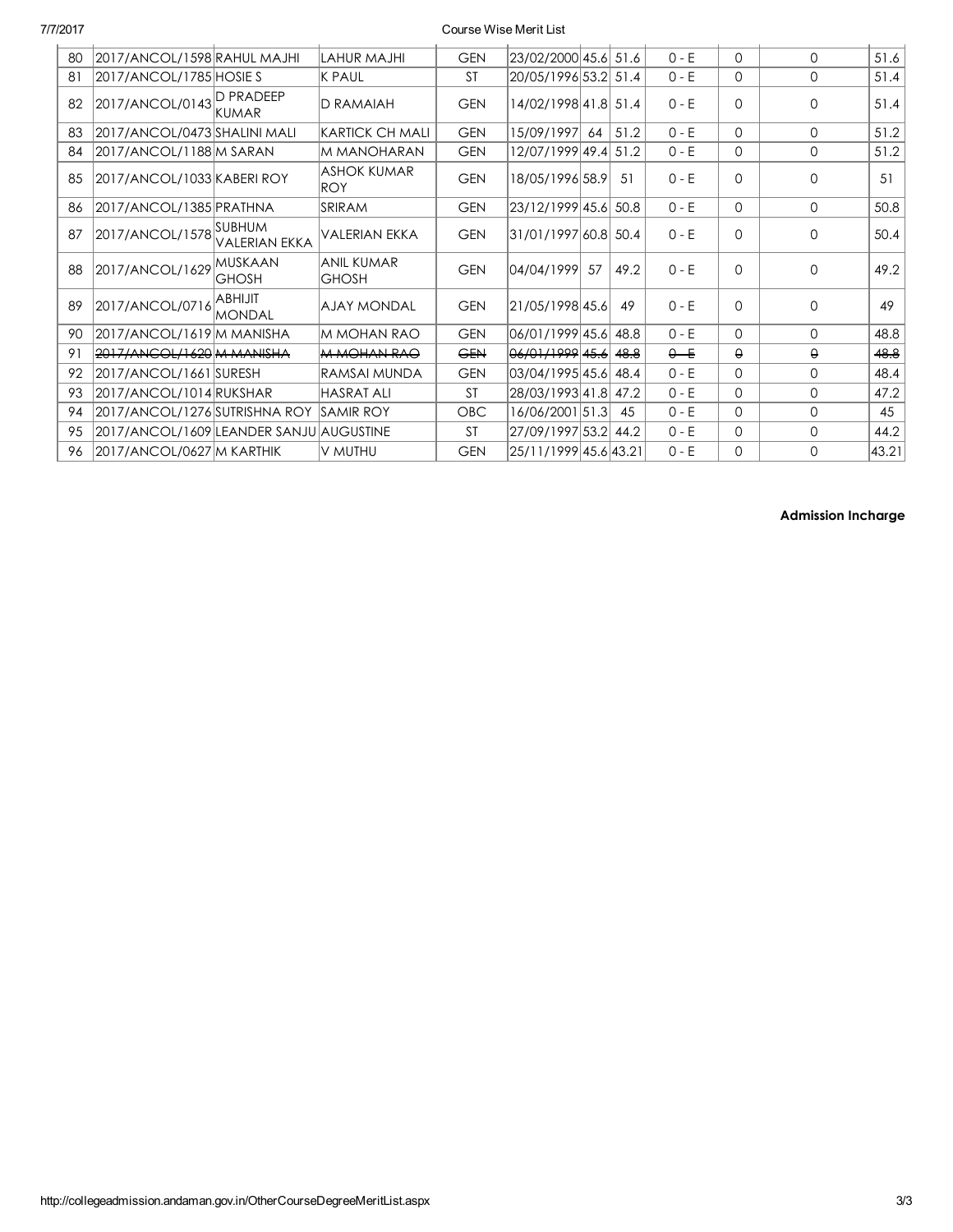| 80 | 2017/ANCOL/1598 | RAHUL MAJHI | LAHUR MAJHI | GEN | 23/02/2000 | 45.6 | 51.6 | 0 - E | 0 | 0 | 51.6 |
|---|---|---|---|---|---|---|---|---|---|---|---|
| 81 | 2017/ANCOL/1785 | HOSIE S | K PAUL | ST | 20/05/1996 | 53.2 | 51.4 | 0 - E | 0 | 0 | 51.4 |
| 82 | 2017/ANCOL/0143 | D PRADEEP KUMAR | D RAMAIAH | GEN | 14/02/1998 | 41.8 | 51.4 | 0 - E | 0 | 0 | 51.4 |
| 83 | 2017/ANCOL/0473 | SHALINI MALI | KARTICK CH MALI | GEN | 15/09/1997 | 64 | 51.2 | 0 - E | 0 | 0 | 51.2 |
| 84 | 2017/ANCOL/1188 | M SARAN | M MANOHARAN | GEN | 12/07/1999 | 49.4 | 51.2 | 0 - E | 0 | 0 | 51.2 |
| 85 | 2017/ANCOL/1033 | KABERI ROY | ASHOK KUMAR ROY | GEN | 18/05/1996 | 58.9 | 51 | 0 - E | 0 | 0 | 51 |
| 86 | 2017/ANCOL/1385 | PRATHNA | SRIRAM | GEN | 23/12/1999 | 45.6 | 50.8 | 0 - E | 0 | 0 | 50.8 |
| 87 | 2017/ANCOL/1578 | SUBHUM VALERIAN EKKA | VALERIAN EKKA | GEN | 31/01/1997 | 60.8 | 50.4 | 0 - E | 0 | 0 | 50.4 |
| 88 | 2017/ANCOL/1629 | MUSKAAN GHOSH | ANIL KUMAR GHOSH | GEN | 04/04/1999 | 57 | 49.2 | 0 - E | 0 | 0 | 49.2 |
| 89 | 2017/ANCOL/0716 | ABHIJIT MONDAL | AJAY MONDAL | GEN | 21/05/1998 | 45.6 | 49 | 0 - E | 0 | 0 | 49 |
| 90 | 2017/ANCOL/1619 | M MANISHA | M MOHAN RAO | GEN | 06/01/1999 | 45.6 | 48.8 | 0 - E | 0 | 0 | 48.8 |
| 91 | ~~2017/ANCOL/1620~~ | ~~M MANISHA~~ | ~~M MOHAN RAO~~ | ~~GEN~~ | ~~06/01/1999~~ | ~~45.6~~ | ~~48.8~~ | ~~0 - E~~ | ~~0~~ | ~~0~~ | ~~48.8~~ |
| 92 | 2017/ANCOL/1661 | SURESH | RAMSAI MUNDA | GEN | 03/04/1995 | 45.6 | 48.4 | 0 - E | 0 | 0 | 48.4 |
| 93 | 2017/ANCOL/1014 | RUKSHAR | HASRAT ALI | ST | 28/03/1993 | 41.8 | 47.2 | 0 - E | 0 | 0 | 47.2 |
| 94 | 2017/ANCOL/1276 | SUTRISHNA ROY | SAMIR ROY | OBC | 16/06/2001 | 51.3 | 45 | 0 - E | 0 | 0 | 45 |
| 95 | 2017/ANCOL/1609 | LEANDER SANJU | AUGUSTINE | ST | 27/09/1997 | 53.2 | 44.2 | 0 - E | 0 | 0 | 44.2 |
| 96 | 2017/ANCOL/0627 | M KARTHIK | V MUTHU | GEN | 25/11/1999 | 45.6 | 43.21 | 0 - E | 0 | 0 | 43.21 |

**Admission Incharge**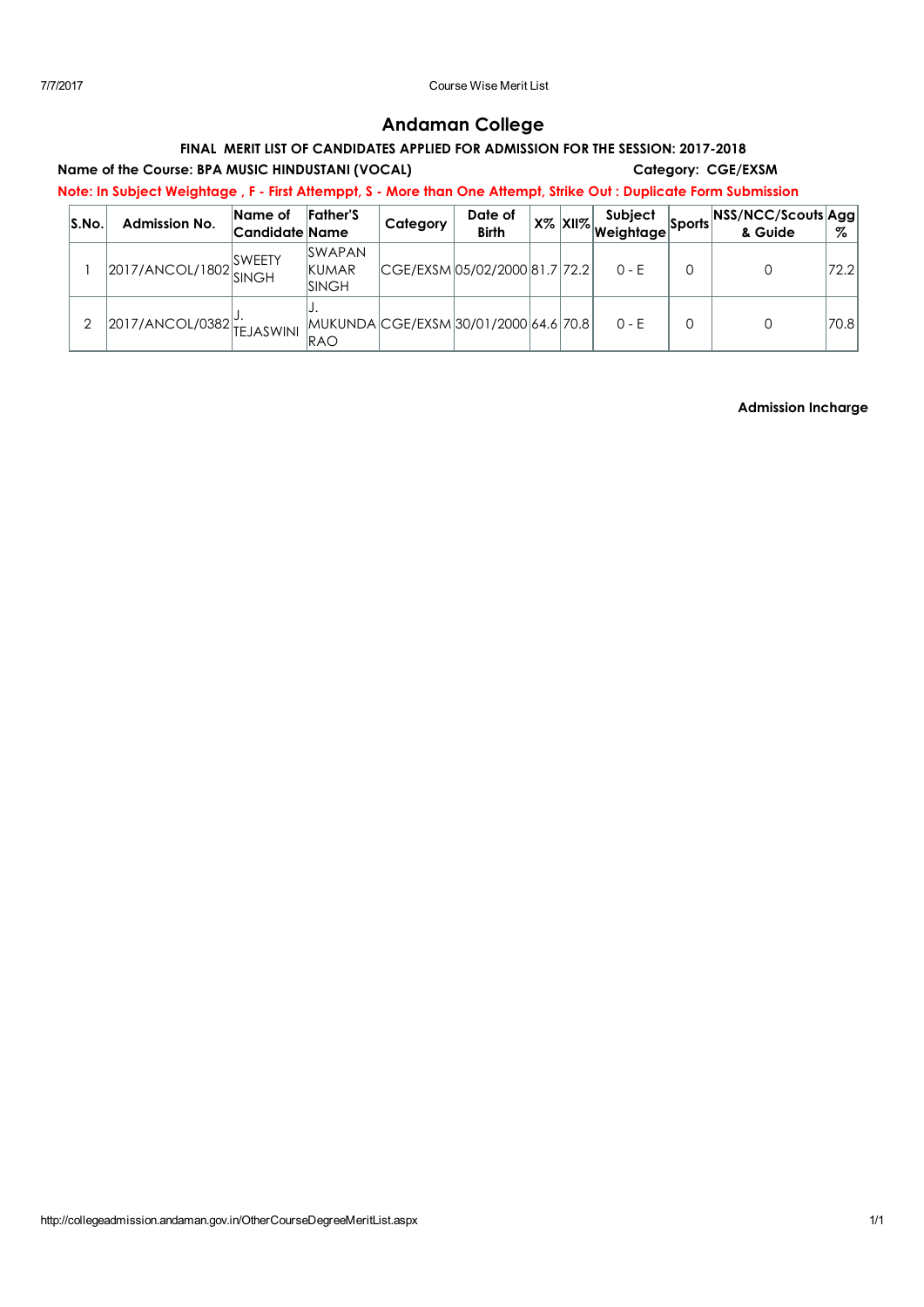# Andaman College

## FINAL MERIT LIST OF CANDIDATES APPLIED FOR ADMISSION FOR THE SESSION: 2017-2018

**Name of the Course: BPA MUSIC HINDUSTANI (VOCAL)** **Category: CGE/EXSM**

**Note: In Subject Weightage , F - First Attemppt, S - More than One Attempt, Strike Out : Duplicate Form Submission**

| S.No. | Admission No. | Name of Candidate | Father'S Name | Category | Date of Birth | X% | XII% | Subject Weightage | Sports | NSS/NCC/Scouts & Guide | Agg % |
|---|---|---|---|---|---|---|---|---|---|---|---|
| 1 | 2017/ANCOL/1802 | SWEETY SINGH | SWAPAN KUMAR SINGH | CGE/EXSM | 05/02/2000 | 81.7 | 72.2 | 0 - E | 0 | 0 | 72.2 |
| 2 | 2017/ANCOL/0382 | J. TEJASWINI | J. MUKUNDA RAO | CGE/EXSM | 30/01/2000 | 64.6 | 70.8 | 0 - E | 0 | 0 | 70.8 |

**Admission Incharge**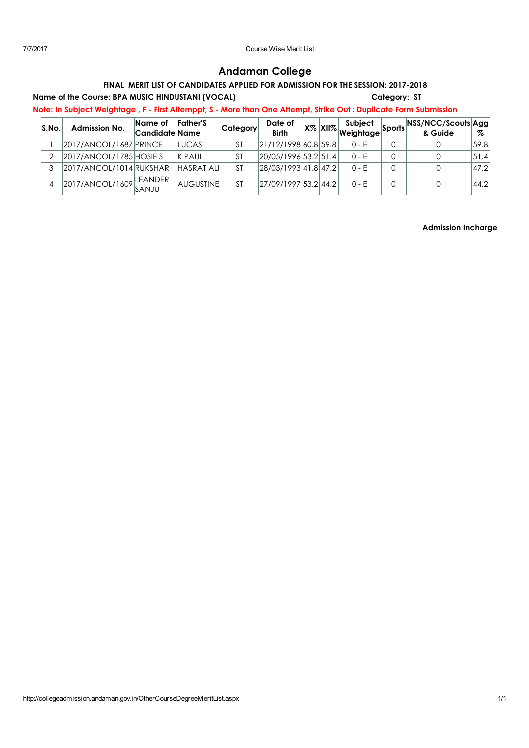# Andaman College

**FINAL MERIT LIST OF CANDIDATES APPLIED FOR ADMISSION FOR THE SESSION: 2017-2018**

**Name of the Course: BPA MUSIC HINDUSTANI (VOCAL)** **Category: ST**

**Note: In Subject Weightage , F - First Attemppt, S - More than One Attempt, Strike Out : Duplicate Form Submission**

| S.No. | Admission No. | Name of Candidate | Father'S Name | Category | Date of Birth | X% | XII% | Subject Weightage | Sports | NSS/NCC/Scouts & Guide | Agg % |
|---|---|---|---|---|---|---|---|---|---|---|---|
| 1 | 2017/ANCOL/1687 | PRINCE | LUCAS | ST | 21/12/1998 | 60.8 | 59.8 | 0 - E | 0 | 0 | 59.8 |
| 2 | 2017/ANCOL/1785 | HOSIE S | K PAUL | ST | 20/05/1996 | 53.2 | 51.4 | 0 - E | 0 | 0 | 51.4 |
| 3 | 2017/ANCOL/1014 | RUKSHAR | HASRAT ALI | ST | 28/03/1993 | 41.8 | 47.2 | 0 - E | 0 | 0 | 47.2 |
| 4 | 2017/ANCOL/1609 | LEANDER SANJU | AUGUSTINE | ST | 27/09/1997 | 53.2 | 44.2 | 0 - E | 0 | 0 | 44.2 |

**Admission Incharge**